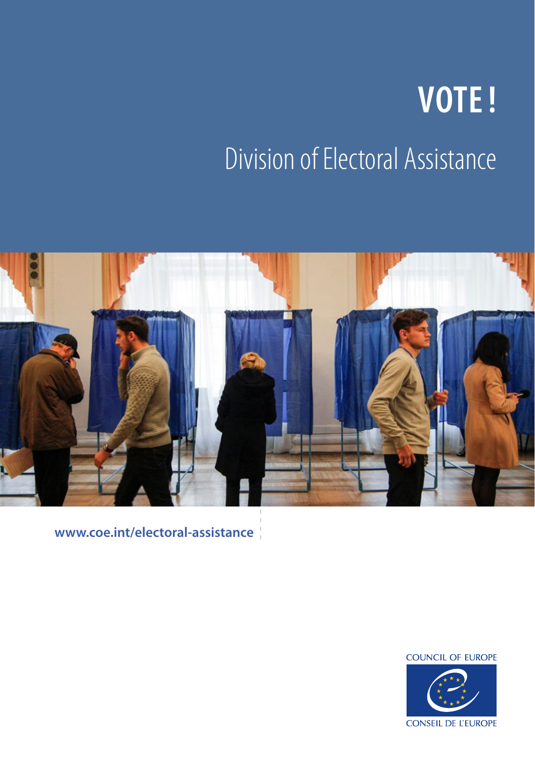# VOTE !

## Division of Electoral Assistance

www.coe.int/electoral-assistance

COUNCIL OF EUROPE

CONSEIL DE L'EUROPE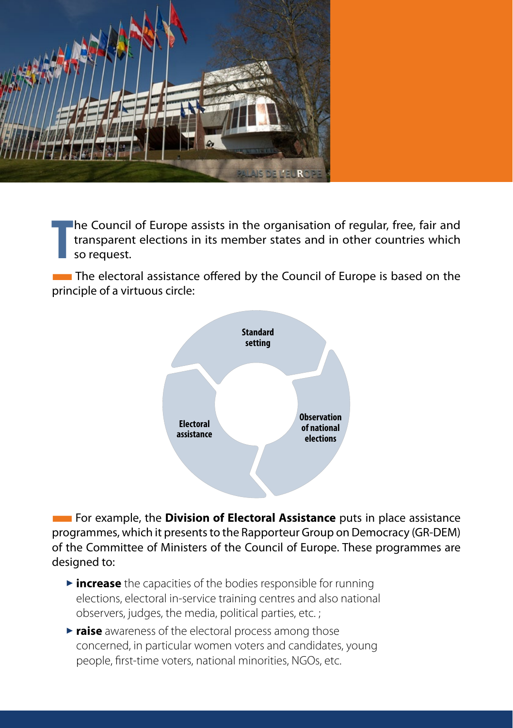The Council of Europe assists in the organisation of regular, free, fair and transparent elections in its member states and in other countries which so request.

The electoral assistance offered by the Council of Europe is based on the principle of a virtuous circle:

- Standard setting
- Observation of national elections
- Electoral assistance

For example, the **Division of Electoral Assistance** puts in place assistance programmes, which it presents to the Rapporteur Group on Democracy (GR-DEM) of the Committee of Ministers of the Council of Europe. These programmes are designed to:

- **increase** the capacities of the bodies responsible for running elections, electoral in-service training centres and also national observers, judges, the media, political parties, etc. ;
- **raise** awareness of the electoral process among those concerned, in particular women voters and candidates, young people, first-time voters, national minorities, NGOs, etc.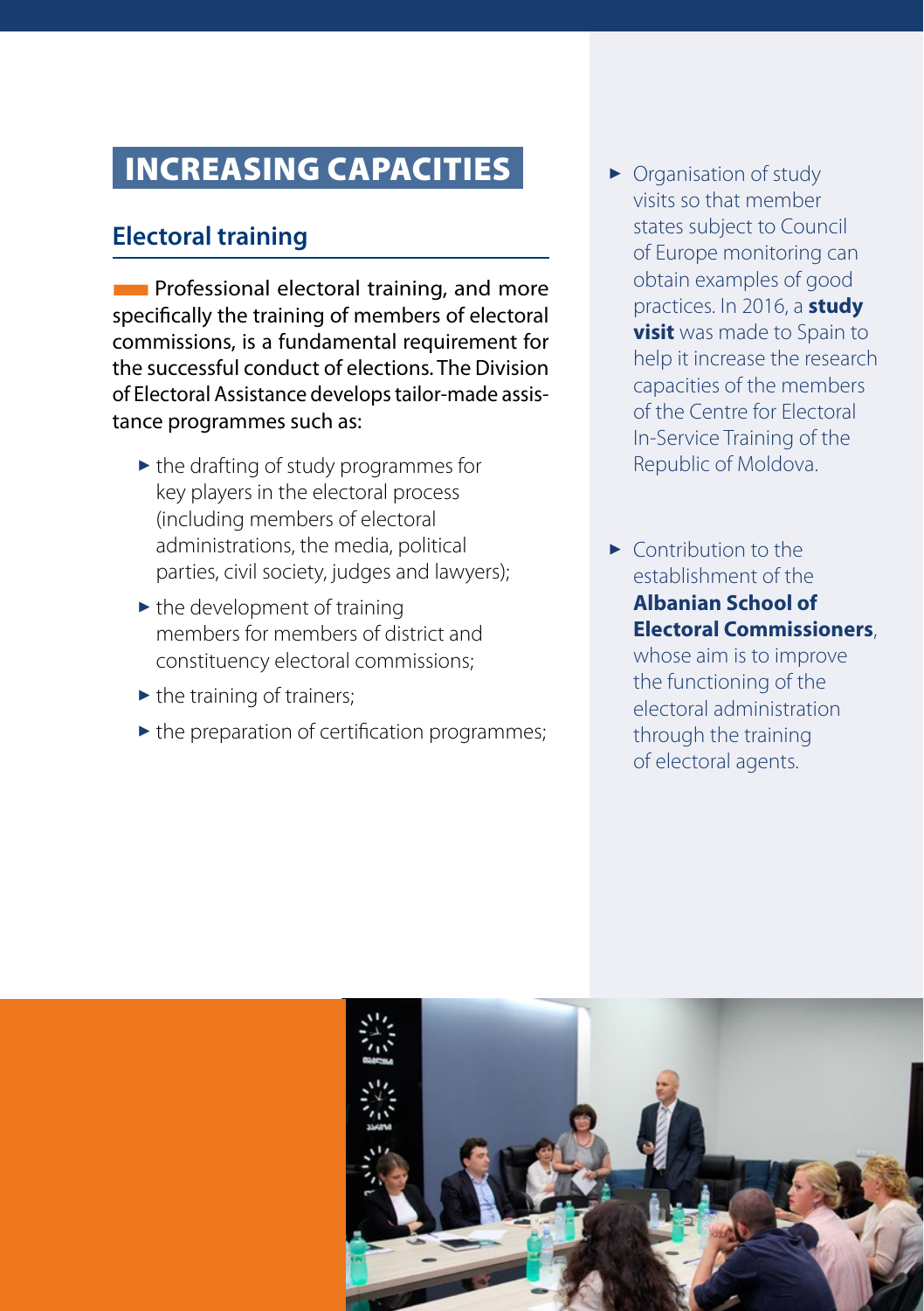# INCREASING CAPACITIES

## Electoral training

Professional electoral training, and more specifically the training of members of electoral commissions, is a fundamental requirement for the successful conduct of elections. The Division of Electoral Assistance develops tailor-made assistance programmes such as:

- the drafting of study programmes for key players in the electoral process (including members of electoral administrations, the media, political parties, civil society, judges and lawyers);
- the development of training members for members of district and constituency electoral commissions;
- the training of trainers;
- the preparation of certification programmes;

- Organisation of study visits so that member states subject to Council of Europe monitoring can obtain examples of good practices. In 2016, a **study visit** was made to Spain to help it increase the research capacities of the members of the Centre for Electoral In-Service Training of the Republic of Moldova.

- Contribution to the establishment of the **Albanian School of Electoral Commissioners**, whose aim is to improve the functioning of the electoral administration through the training of electoral agents.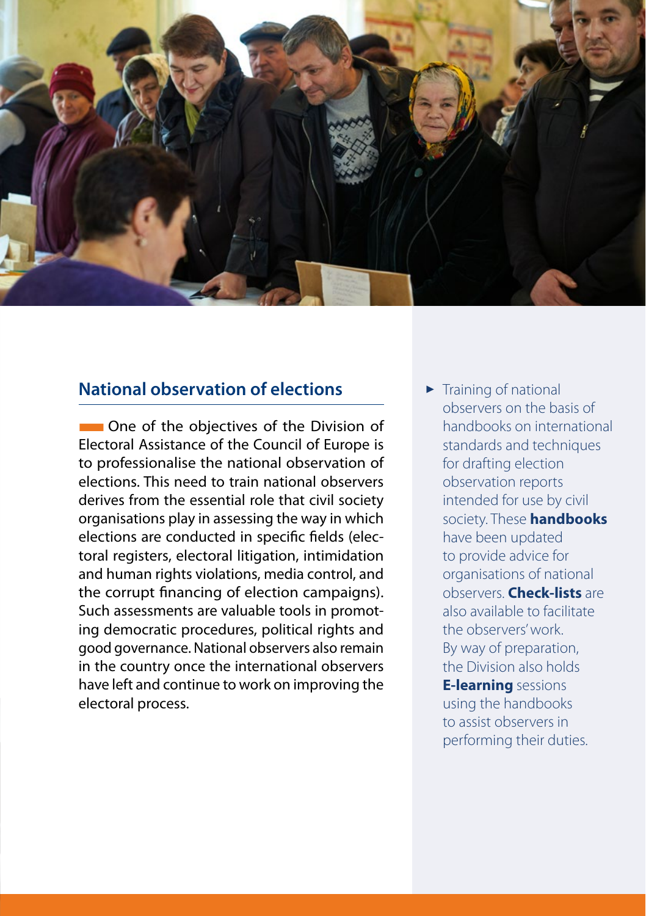## National observation of elections

One of the objectives of the Division of Electoral Assistance of the Council of Europe is to professionalise the national observation of elections. This need to train national observers derives from the essential role that civil society organisations play in assessing the way in which elections are conducted in specific fields (electoral registers, electoral litigation, intimidation and human rights violations, media control, and the corrupt financing of election campaigns). Such assessments are valuable tools in promoting democratic procedures, political rights and good governance. National observers also remain in the country once the international observers have left and continue to work on improving the electoral process.

- Training of national observers on the basis of handbooks on international standards and techniques for drafting election observation reports intended for use by civil society. These **handbooks** have been updated to provide advice for organisations of national observers. **Check-lists** are also available to facilitate the observers' work. By way of preparation, the Division also holds **E-learning** sessions using the handbooks to assist observers in performing their duties.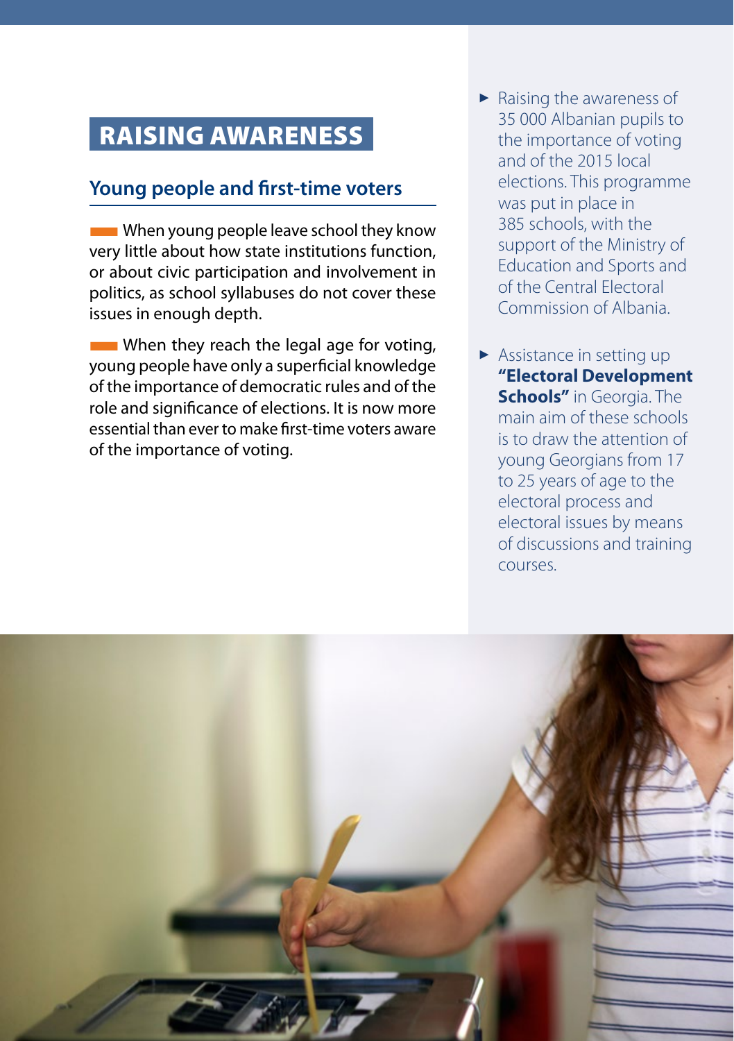# RAISING AWARENESS

## Young people and first-time voters

When young people leave school they know very little about how state institutions function, or about civic participation and involvement in politics, as school syllabuses do not cover these issues in enough depth.

When they reach the legal age for voting, young people have only a superficial knowledge of the importance of democratic rules and of the role and significance of elections. It is now more essential than ever to make first-time voters aware of the importance of voting.

- Raising the awareness of 35 000 Albanian pupils to the importance of voting and of the 2015 local elections. This programme was put in place in 385 schools, with the support of the Ministry of Education and Sports and of the Central Electoral Commission of Albania.
- Assistance in setting up **"Electoral Development Schools"** in Georgia. The main aim of these schools is to draw the attention of young Georgians from 17 to 25 years of age to the electoral process and electoral issues by means of discussions and training courses.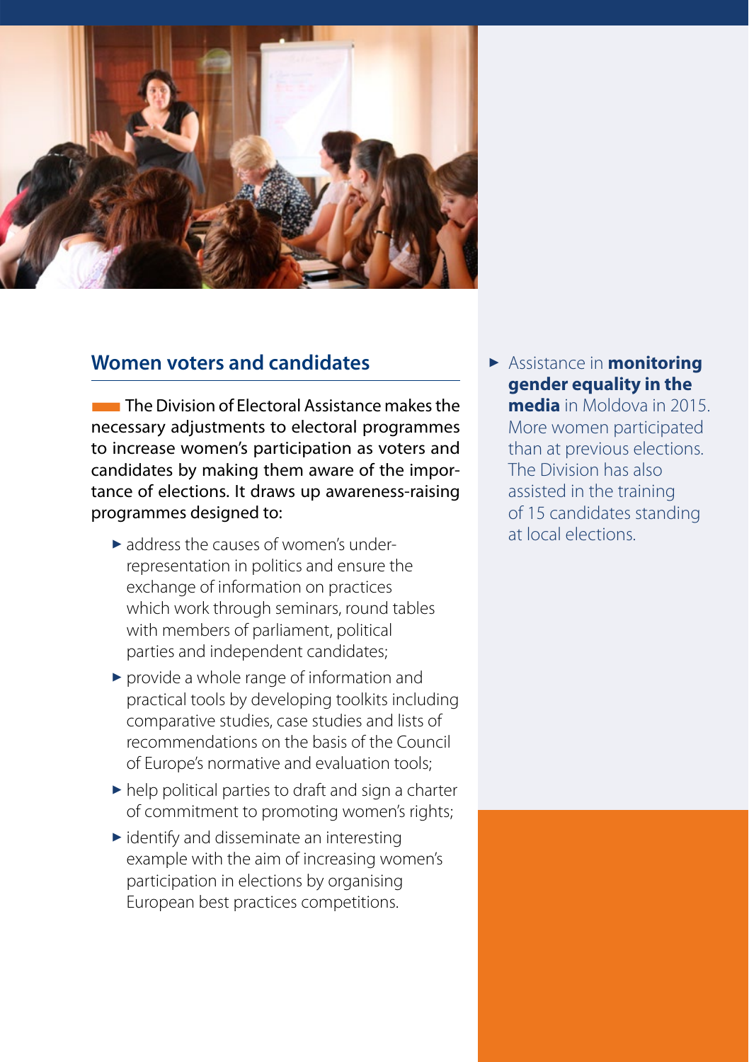## Women voters and candidates

The Division of Electoral Assistance makes the necessary adjustments to electoral programmes to increase women's participation as voters and candidates by making them aware of the importance of elections. It draws up awareness-raising programmes designed to:

- address the causes of women's under-representation in politics and ensure the exchange of information on practices which work through seminars, round tables with members of parliament, political parties and independent candidates;
- provide a whole range of information and practical tools by developing toolkits including comparative studies, case studies and lists of recommendations on the basis of the Council of Europe's normative and evaluation tools;
- help political parties to draft and sign a charter of commitment to promoting women's rights;
- identify and disseminate an interesting example with the aim of increasing women's participation in elections by organising European best practices competitions.

- Assistance in **monitoring gender equality in the media** in Moldova in 2015. More women participated than at previous elections. The Division has also assisted in the training of 15 candidates standing at local elections.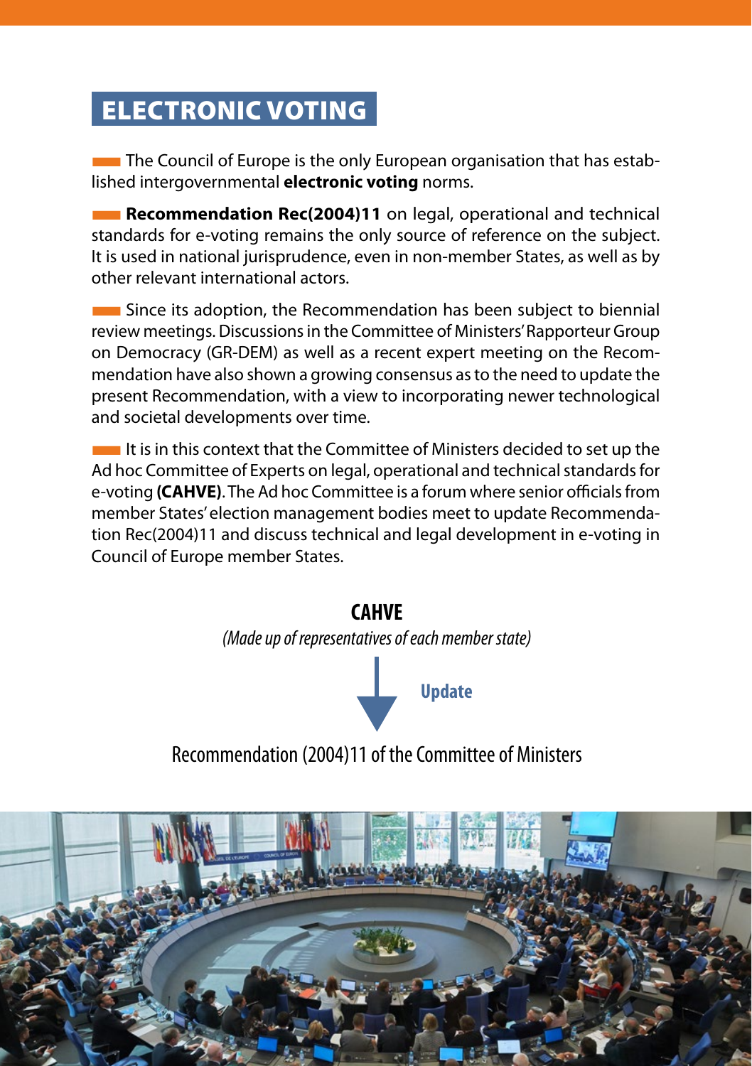# ELECTRONIC VOTING

The Council of Europe is the only European organisation that has established intergovernmental **electronic voting** norms.

**Recommendation Rec(2004)11** on legal, operational and technical standards for e-voting remains the only source of reference on the subject. It is used in national jurisprudence, even in non-member States, as well as by other relevant international actors.

Since its adoption, the Recommendation has been subject to biennial review meetings. Discussions in the Committee of Ministers' Rapporteur Group on Democracy (GR-DEM) as well as a recent expert meeting on the Recommendation have also shown a growing consensus as to the need to update the present Recommendation, with a view to incorporating newer technological and societal developments over time.

It is in this context that the Committee of Ministers decided to set up the Ad hoc Committee of Experts on legal, operational and technical standards for e-voting **(CAHVE)**. The Ad hoc Committee is a forum where senior officials from member States' election management bodies meet to update Recommendation Rec(2004)11 and discuss technical and legal development in e-voting in Council of Europe member States.

**CAHVE**

*(Made up of representatives of each member state)*

↓ **Update**

Recommendation (2004)11 of the Committee of Ministers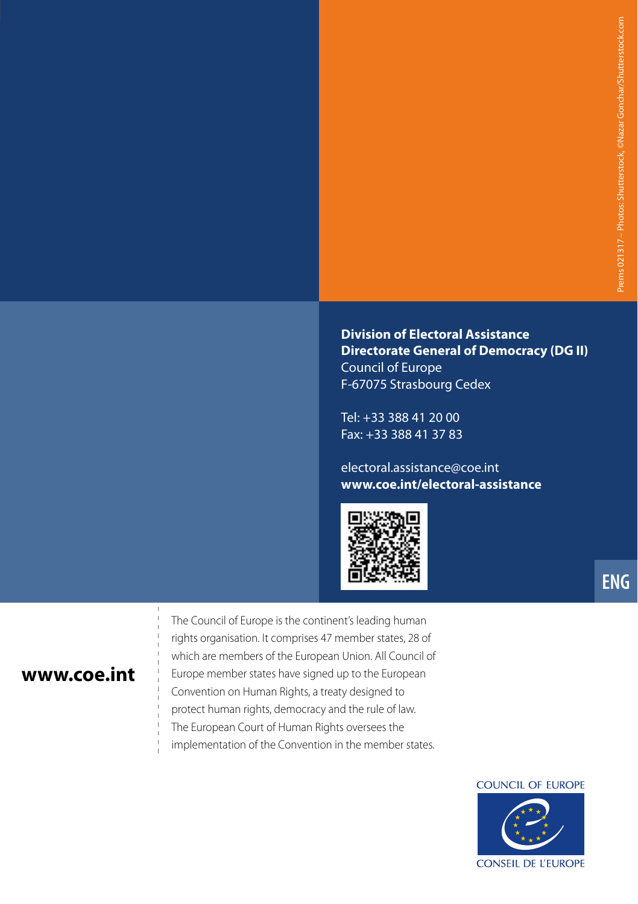Prems 021317 – Photos: Shutterstock, ©Nazar Gonchar/Shutterstock.com

**Division of Electoral Assistance**
**Directorate General of Democracy (DG II)**
Council of Europe
F-67075 Strasbourg Cedex

Tel: +33 388 41 20 00
Fax: +33 388 41 37 83

electoral.assistance@coe.int
**www.coe.int/electoral-assistance**

ENG

**www.coe.int**

The Council of Europe is the continent's leading human rights organisation. It comprises 47 member states, 28 of which are members of the European Union. All Council of Europe member states have signed up to the European Convention on Human Rights, a treaty designed to protect human rights, democracy and the rule of law. The European Court of Human Rights oversees the implementation of the Convention in the member states.

COUNCIL OF EUROPE

CONSEIL DE L'EUROPE